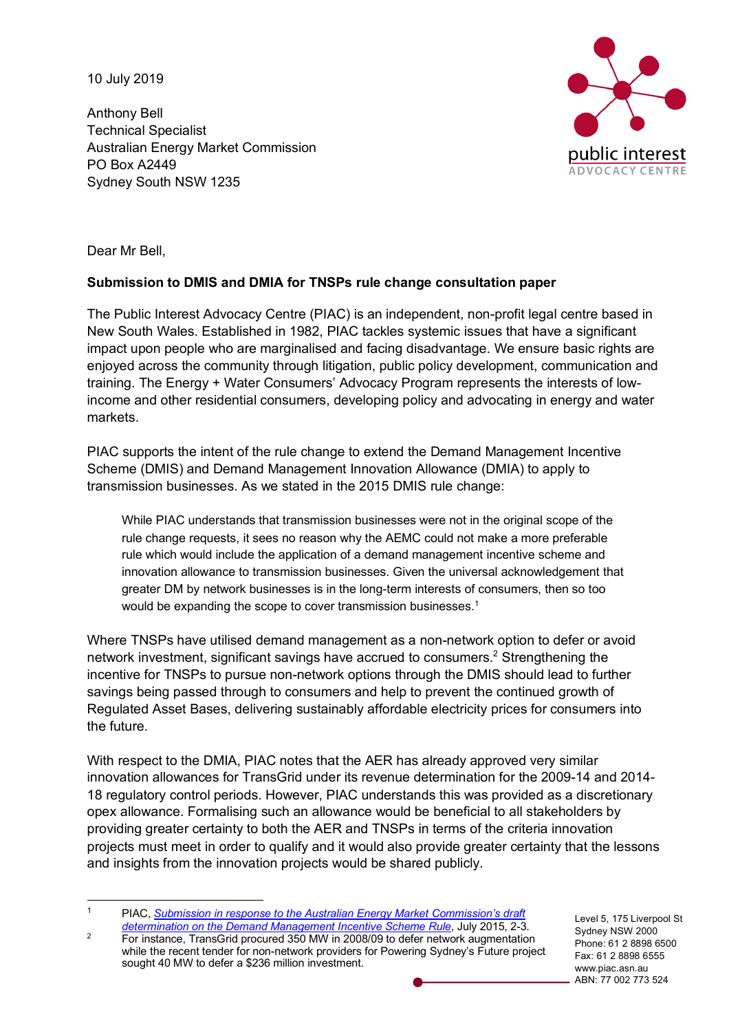10 July 2019

Anthony Bell
Technical Specialist
Australian Energy Market Commission
PO Box A2449
Sydney South NSW 1235

Dear Mr Bell,

**Submission to DMIS and DMIA for TNSPs rule change consultation paper**

The Public Interest Advocacy Centre (PIAC) is an independent, non-profit legal centre based in New South Wales. Established in 1982, PIAC tackles systemic issues that have a significant impact upon people who are marginalised and facing disadvantage. We ensure basic rights are enjoyed across the community through litigation, public policy development, communication and training. The Energy + Water Consumers' Advocacy Program represents the interests of low-income and other residential consumers, developing policy and advocating in energy and water markets.

PIAC supports the intent of the rule change to extend the Demand Management Incentive Scheme (DMIS) and Demand Management Innovation Allowance (DMIA) to apply to transmission businesses. As we stated in the 2015 DMIS rule change:

> While PIAC understands that transmission businesses were not in the original scope of the rule change requests, it sees no reason why the AEMC could not make a more preferable rule which would include the application of a demand management incentive scheme and innovation allowance to transmission businesses. Given the universal acknowledgement that greater DM by network businesses is in the long-term interests of consumers, then so too would be expanding the scope to cover transmission businesses.[1]

Where TNSPs have utilised demand management as a non-network option to defer or avoid network investment, significant savings have accrued to consumers.[2] Strengthening the incentive for TNSPs to pursue non-network options through the DMIS should lead to further savings being passed through to consumers and help to prevent the continued growth of Regulated Asset Bases, delivering sustainably affordable electricity prices for consumers into the future.

With respect to the DMIA, PIAC notes that the AER has already approved very similar innovation allowances for TransGrid under its revenue determination for the 2009-14 and 2014-18 regulatory control periods. However, PIAC understands this was provided as a discretionary opex allowance. Formalising such an allowance would be beneficial to all stakeholders by providing greater certainty to both the AER and TNSPs in terms of the criteria innovation projects must meet in order to qualify and it would also provide greater certainty that the lessons and insights from the innovation projects would be shared publicly.

---

[1] PIAC, *Submission in response to the Australian Energy Market Commission's draft determination on the Demand Management Incentive Scheme Rule*, July 2015, 2-3.

[2] For instance, TransGrid procured 350 MW in 2008/09 to defer network augmentation while the recent tender for non-network providers for Powering Sydney's Future project sought 40 MW to defer a $236 million investment.

Level 5, 175 Liverpool St
Sydney NSW 2000
Phone: 61 2 8898 6500
Fax: 61 2 8898 6555
www.piac.asn.au
ABN: 77 002 773 524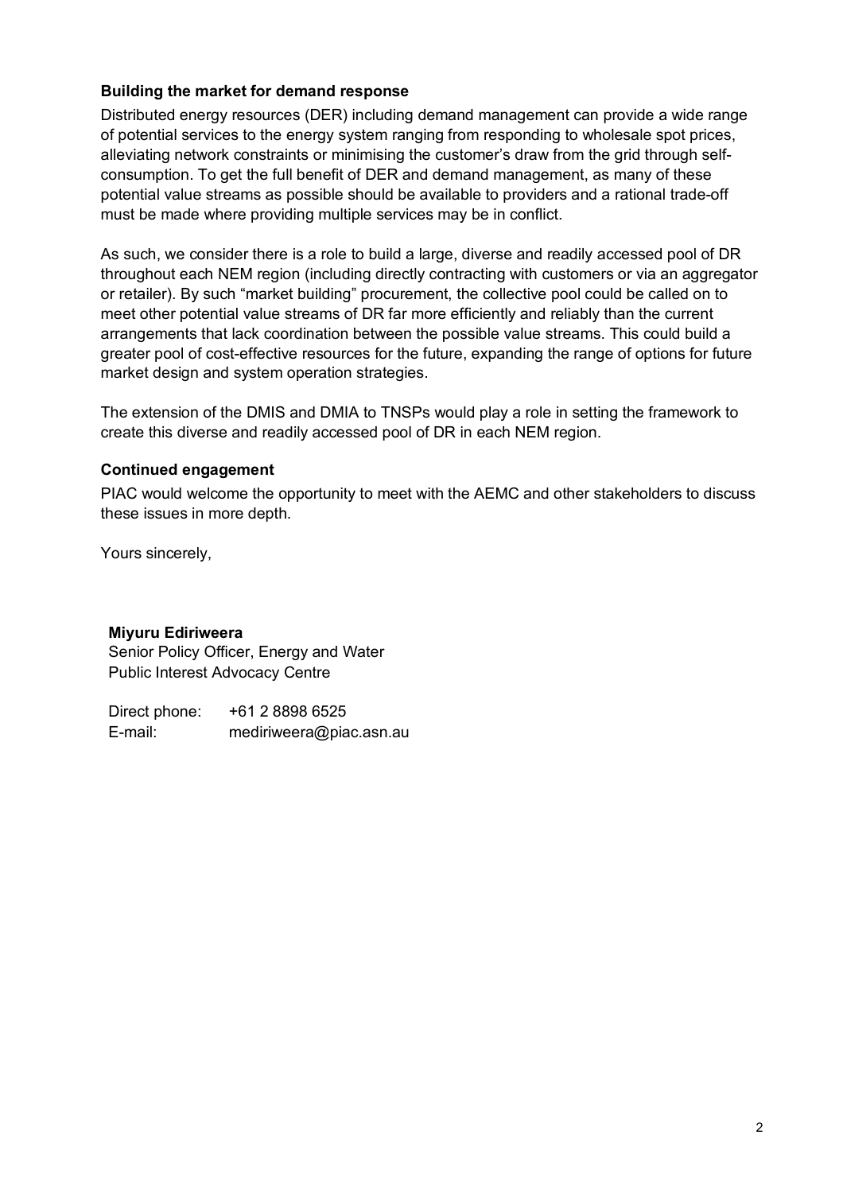**Building the market for demand response**

Distributed energy resources (DER) including demand management can provide a wide range of potential services to the energy system ranging from responding to wholesale spot prices, alleviating network constraints or minimising the customer's draw from the grid through self-consumption. To get the full benefit of DER and demand management, as many of these potential value streams as possible should be available to providers and a rational trade-off must be made where providing multiple services may be in conflict.

As such, we consider there is a role to build a large, diverse and readily accessed pool of DR throughout each NEM region (including directly contracting with customers or via an aggregator or retailer). By such "market building" procurement, the collective pool could be called on to meet other potential value streams of DR far more efficiently and reliably than the current arrangements that lack coordination between the possible value streams. This could build a greater pool of cost-effective resources for the future, expanding the range of options for future market design and system operation strategies.

The extension of the DMIS and DMIA to TNSPs would play a role in setting the framework to create this diverse and readily accessed pool of DR in each NEM region.

**Continued engagement**

PIAC would welcome the opportunity to meet with the AEMC and other stakeholders to discuss these issues in more depth.

Yours sincerely,

**Miyuru Ediriweera**
Senior Policy Officer, Energy and Water
Public Interest Advocacy Centre

Direct phone: +61 2 8898 6525
E-mail: mediriweera@piac.asn.au